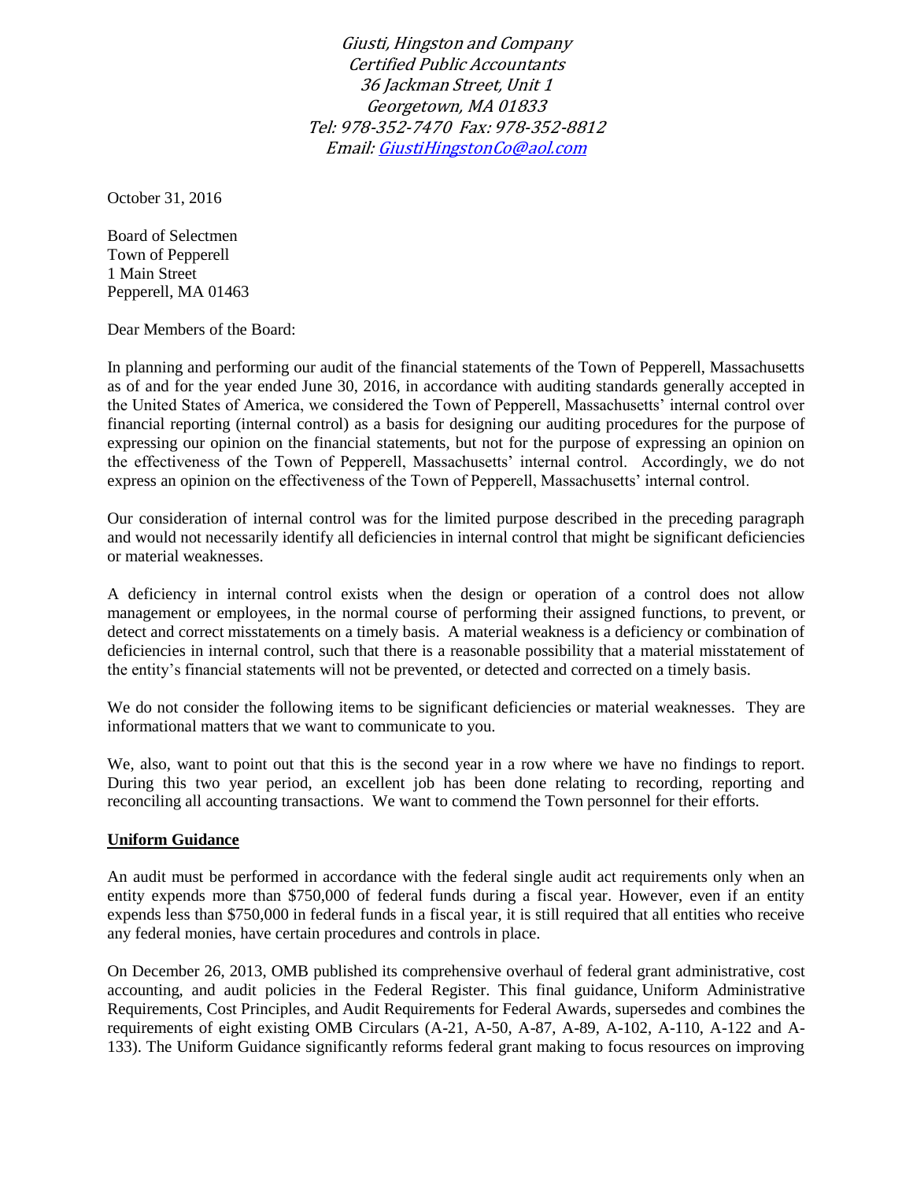*Giusti, Hingston and Company*
*Certified Public Accountants*
*36 Jackman Street, Unit 1*
*Georgetown, MA 01833*
*Tel: 978-352-7470 Fax: 978-352-8812*
*Email: GiustiHingstonCo@aol.com*

October 31, 2016

Board of Selectmen
Town of Pepperell
1 Main Street
Pepperell, MA 01463

Dear Members of the Board:

In planning and performing our audit of the financial statements of the Town of Pepperell, Massachusetts as of and for the year ended June 30, 2016, in accordance with auditing standards generally accepted in the United States of America, we considered the Town of Pepperell, Massachusetts' internal control over financial reporting (internal control) as a basis for designing our auditing procedures for the purpose of expressing our opinion on the financial statements, but not for the purpose of expressing an opinion on the effectiveness of the Town of Pepperell, Massachusetts' internal control. Accordingly, we do not express an opinion on the effectiveness of the Town of Pepperell, Massachusetts' internal control.

Our consideration of internal control was for the limited purpose described in the preceding paragraph and would not necessarily identify all deficiencies in internal control that might be significant deficiencies or material weaknesses.

A deficiency in internal control exists when the design or operation of a control does not allow management or employees, in the normal course of performing their assigned functions, to prevent, or detect and correct misstatements on a timely basis. A material weakness is a deficiency or combination of deficiencies in internal control, such that there is a reasonable possibility that a material misstatement of the entity's financial statements will not be prevented, or detected and corrected on a timely basis.

We do not consider the following items to be significant deficiencies or material weaknesses. They are informational matters that we want to communicate to you.

We, also, want to point out that this is the second year in a row where we have no findings to report. During this two year period, an excellent job has been done relating to recording, reporting and reconciling all accounting transactions. We want to commend the Town personnel for their efforts.

**Uniform Guidance**

An audit must be performed in accordance with the federal single audit act requirements only when an entity expends more than $750,000 of federal funds during a fiscal year. However, even if an entity expends less than $750,000 in federal funds in a fiscal year, it is still required that all entities who receive any federal monies, have certain procedures and controls in place.

On December 26, 2013, OMB published its comprehensive overhaul of federal grant administrative, cost accounting, and audit policies in the Federal Register. This final guidance, Uniform Administrative Requirements, Cost Principles, and Audit Requirements for Federal Awards, supersedes and combines the requirements of eight existing OMB Circulars (A-21, A-50, A-87, A-89, A-102, A-110, A-122 and A-133). The Uniform Guidance significantly reforms federal grant making to focus resources on improving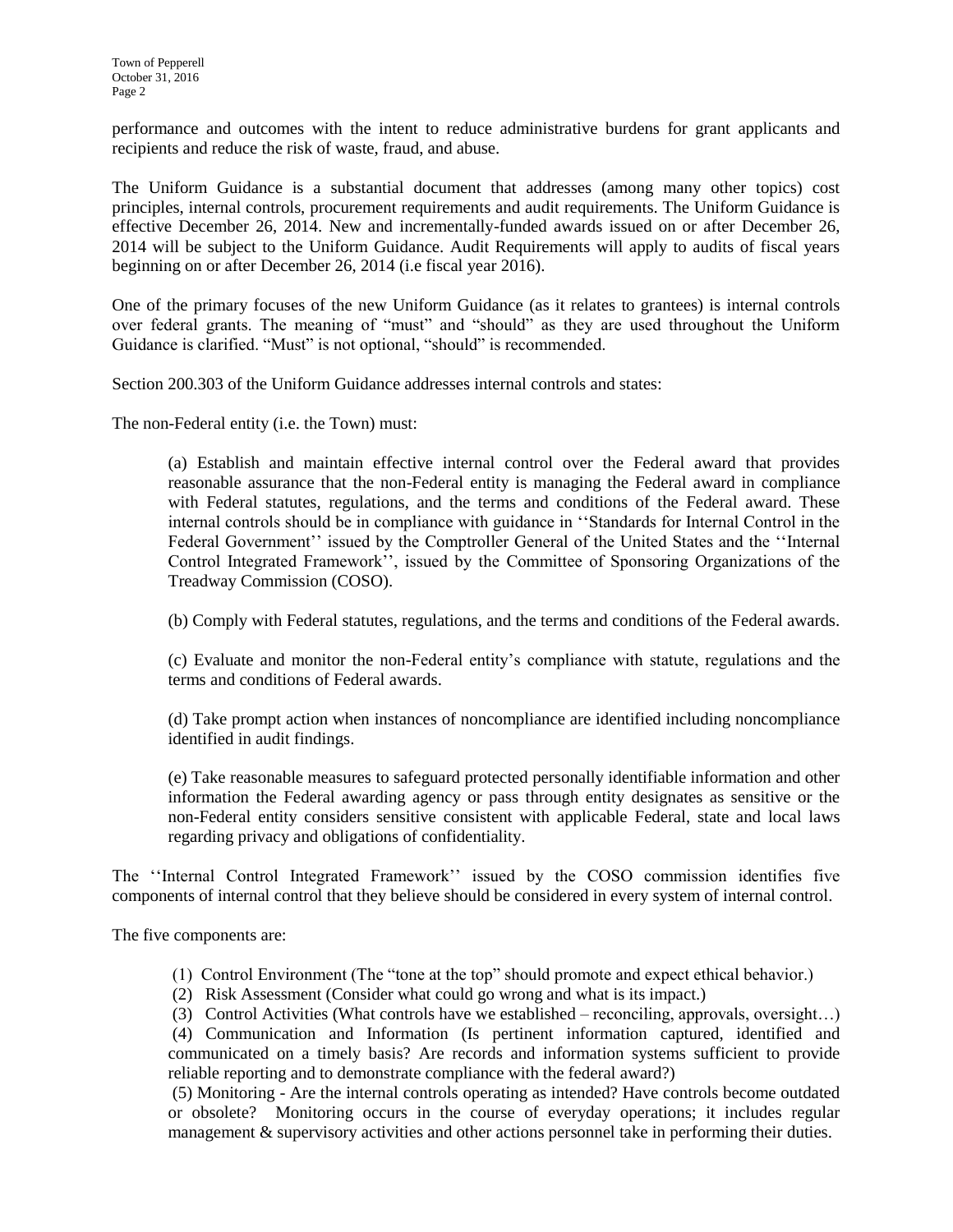performance and outcomes with the intent to reduce administrative burdens for grant applicants and recipients and reduce the risk of waste, fraud, and abuse.

The Uniform Guidance is a substantial document that addresses (among many other topics) cost principles, internal controls, procurement requirements and audit requirements. The Uniform Guidance is effective December 26, 2014. New and incrementally-funded awards issued on or after December 26, 2014 will be subject to the Uniform Guidance. Audit Requirements will apply to audits of fiscal years beginning on or after December 26, 2014 (i.e fiscal year 2016).

One of the primary focuses of the new Uniform Guidance (as it relates to grantees) is internal controls over federal grants. The meaning of "must" and "should" as they are used throughout the Uniform Guidance is clarified. "Must" is not optional, "should" is recommended.

Section 200.303 of the Uniform Guidance addresses internal controls and states:

The non-Federal entity (i.e. the Town) must:

> (a) Establish and maintain effective internal control over the Federal award that provides reasonable assurance that the non-Federal entity is managing the Federal award in compliance with Federal statutes, regulations, and the terms and conditions of the Federal award. These internal controls should be in compliance with guidance in ''Standards for Internal Control in the Federal Government'' issued by the Comptroller General of the United States and the ''Internal Control Integrated Framework'', issued by the Committee of Sponsoring Organizations of the Treadway Commission (COSO).
>
> (b) Comply with Federal statutes, regulations, and the terms and conditions of the Federal awards.
>
> (c) Evaluate and monitor the non-Federal entity's compliance with statute, regulations and the terms and conditions of Federal awards.
>
> (d) Take prompt action when instances of noncompliance are identified including noncompliance identified in audit findings.
>
> (e) Take reasonable measures to safeguard protected personally identifiable information and other information the Federal awarding agency or pass through entity designates as sensitive or the non-Federal entity considers sensitive consistent with applicable Federal, state and local laws regarding privacy and obligations of confidentiality.

The ''Internal Control Integrated Framework'' issued by the COSO commission identifies five components of internal control that they believe should be considered in every system of internal control.

The five components are:

> (1) Control Environment (The "tone at the top" should promote and expect ethical behavior.)
>
> (2) Risk Assessment (Consider what could go wrong and what is its impact.)
>
> (3) Control Activities (What controls have we established – reconciling, approvals, oversight…)
>
> (4) Communication and Information (Is pertinent information captured, identified and communicated on a timely basis? Are records and information systems sufficient to provide reliable reporting and to demonstrate compliance with the federal award?)
>
> (5) Monitoring - Are the internal controls operating as intended? Have controls become outdated or obsolete? Monitoring occurs in the course of everyday operations; it includes regular management & supervisory activities and other actions personnel take in performing their duties.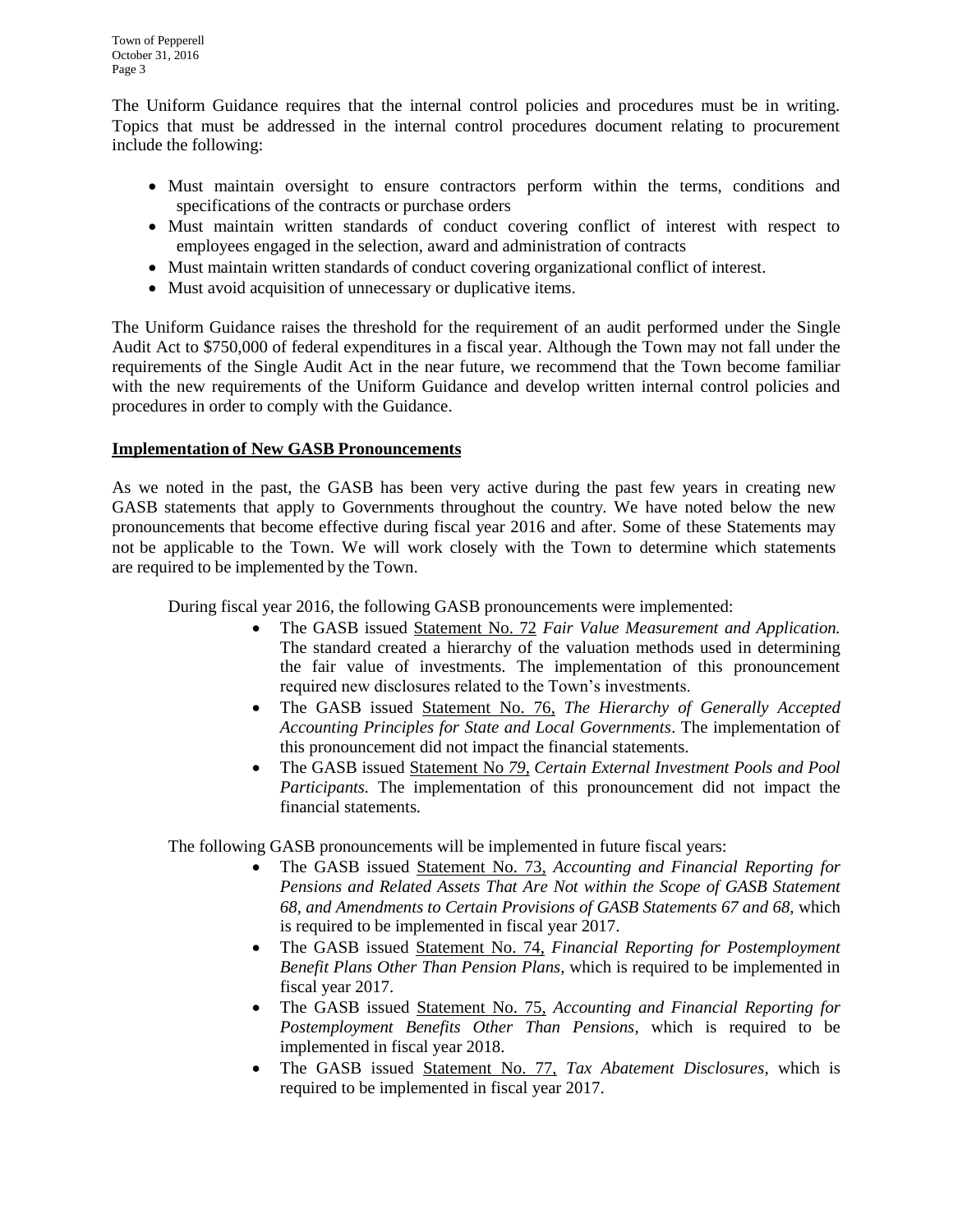The Uniform Guidance requires that the internal control policies and procedures must be in writing. Topics that must be addressed in the internal control procedures document relating to procurement include the following:

- Must maintain oversight to ensure contractors perform within the terms, conditions and specifications of the contracts or purchase orders
- Must maintain written standards of conduct covering conflict of interest with respect to employees engaged in the selection, award and administration of contracts
- Must maintain written standards of conduct covering organizational conflict of interest.
- Must avoid acquisition of unnecessary or duplicative items.

The Uniform Guidance raises the threshold for the requirement of an audit performed under the Single Audit Act to $750,000 of federal expenditures in a fiscal year. Although the Town may not fall under the requirements of the Single Audit Act in the near future, we recommend that the Town become familiar with the new requirements of the Uniform Guidance and develop written internal control policies and procedures in order to comply with the Guidance.

**Implementation of New GASB Pronouncements**

As we noted in the past, the GASB has been very active during the past few years in creating new GASB statements that apply to Governments throughout the country. We have noted below the new pronouncements that become effective during fiscal year 2016 and after. Some of these Statements may not be applicable to the Town. We will work closely with the Town to determine which statements are required to be implemented by the Town.

During fiscal year 2016, the following GASB pronouncements were implemented:

- The GASB issued Statement No. 72 *Fair Value Measurement and Application.* The standard created a hierarchy of the valuation methods used in determining the fair value of investments. The implementation of this pronouncement required new disclosures related to the Town's investments.
- The GASB issued Statement No. 76, *The Hierarchy of Generally Accepted Accounting Principles for State and Local Governments*. The implementation of this pronouncement did not impact the financial statements.
- The GASB issued Statement No *79, Certain External Investment Pools and Pool Participants.* The implementation of this pronouncement did not impact the financial statements.

The following GASB pronouncements will be implemented in future fiscal years:

- The GASB issued Statement No. 73, *Accounting and Financial Reporting for Pensions and Related Assets That Are Not within the Scope of GASB Statement 68, and Amendments to Certain Provisions of GASB Statements 67 and 68,* which is required to be implemented in fiscal year 2017.
- The GASB issued Statement No. 74, *Financial Reporting for Postemployment Benefit Plans Other Than Pension Plans*, which is required to be implemented in fiscal year 2017.
- The GASB issued Statement No. 75, *Accounting and Financial Reporting for Postemployment Benefits Other Than Pensions*, which is required to be implemented in fiscal year 2018.
- The GASB issued Statement No. 77, *Tax Abatement Disclosures*, which is required to be implemented in fiscal year 2017.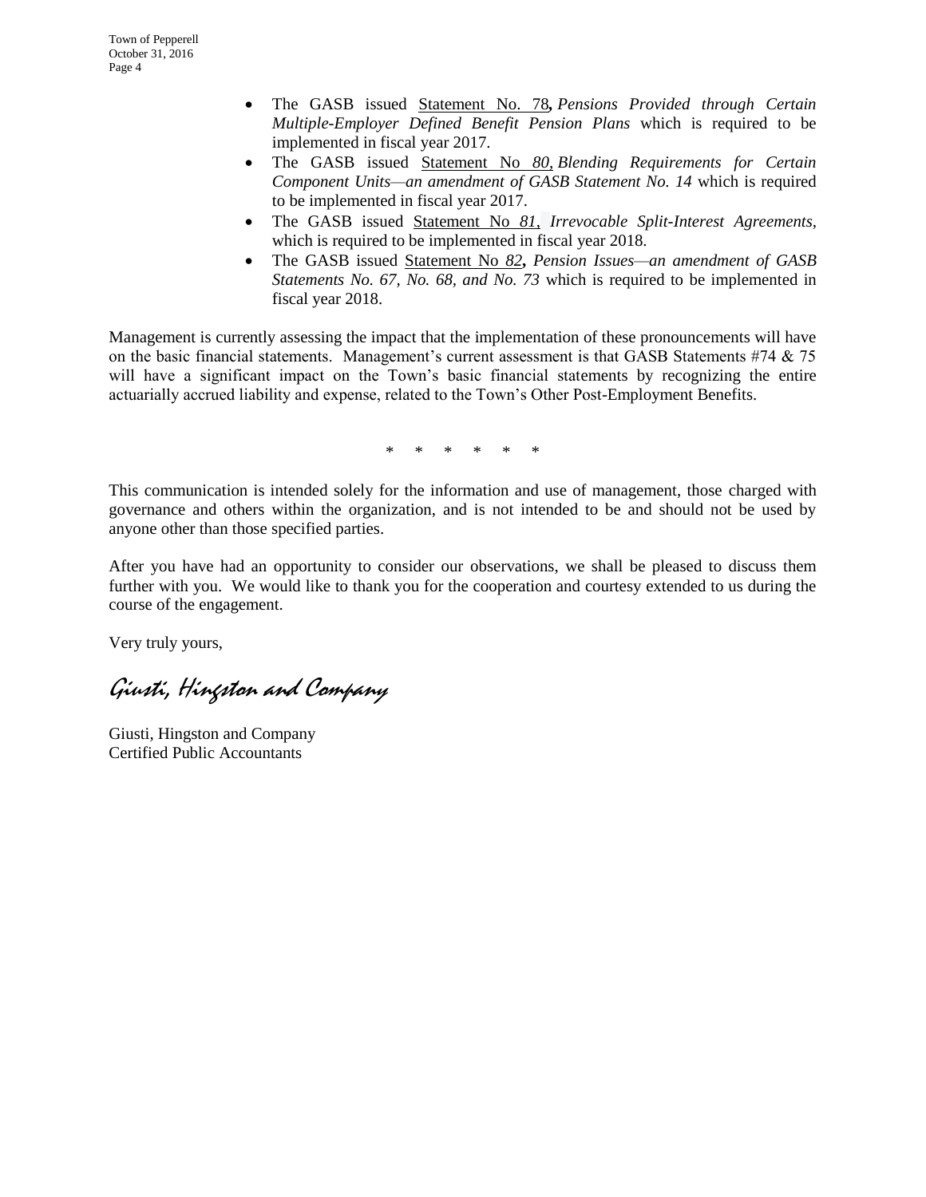- The GASB issued Statement No. 78*, Pensions Provided through Certain Multiple-Employer Defined Benefit Pension Plans* which is required to be implemented in fiscal year 2017.
- The GASB issued Statement No *80, Blending Requirements for Certain Component Units—an amendment of GASB Statement No. 14* which is required to be implemented in fiscal year 2017.
- The GASB issued Statement No *81*, *Irrevocable Split-Interest Agreements,* which is required to be implemented in fiscal year 2018.
- The GASB issued Statement No *82, Pension Issues—an amendment of GASB Statements No. 67, No. 68, and No. 73* which is required to be implemented in fiscal year 2018.

Management is currently assessing the impact that the implementation of these pronouncements will have on the basic financial statements. Management's current assessment is that GASB Statements #74 & 75 will have a significant impact on the Town's basic financial statements by recognizing the entire actuarially accrued liability and expense, related to the Town's Other Post-Employment Benefits.

\* \* \* \* \* \*

This communication is intended solely for the information and use of management, those charged with governance and others within the organization, and is not intended to be and should not be used by anyone other than those specified parties.

After you have had an opportunity to consider our observations, we shall be pleased to discuss them further with you. We would like to thank you for the cooperation and courtesy extended to us during the course of the engagement.

Very truly yours,

*Giusti, Hingston and Company*

Giusti, Hingston and Company
Certified Public Accountants